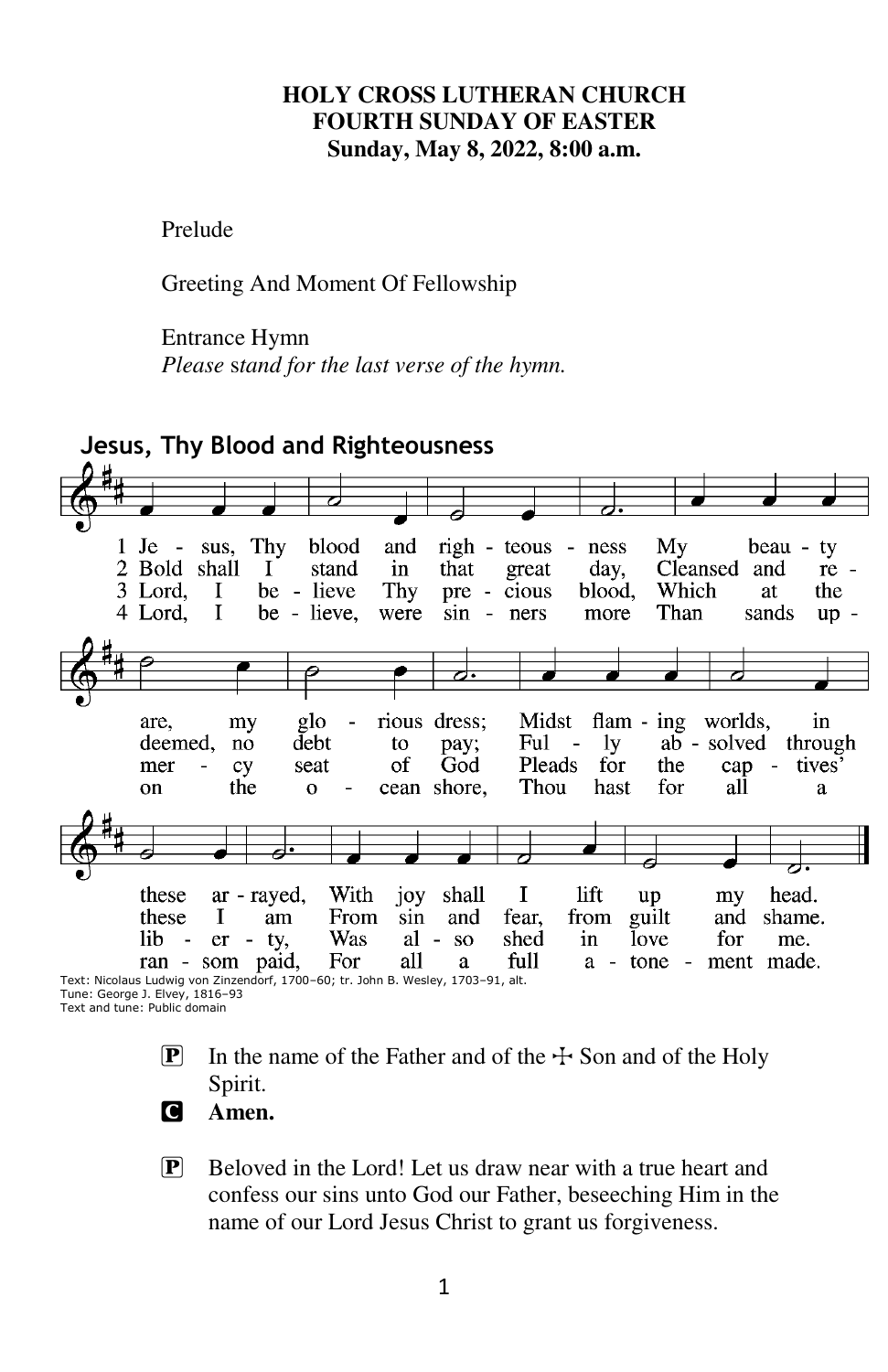**HOLY CROSS LUTHERAN CHURCH**
**FOURTH SUNDAY OF EASTER**
**Sunday, May 8, 2022, 8:00 a.m.**

Prelude

Greeting And Moment Of Fellowship

Entrance Hymn
*Please stand for the last verse of the hymn.*

**Jesus, Thy Blood and Righteousness**

1 Jesus, Thy blood and righteousness
My beauty are, my glorious dress;
Midst flaming worlds, in these arrayed,
With joy shall I lift up my head.

2 Bold shall I stand in that great day,
Cleansed and redeemed, no debt to pay;
Fully absolved through these I am
From sin and fear, from guilt and shame.

3 Lord, I believe Thy precious blood,
Which at the mercy seat of God
Pleads for the captives' liberty,
Was also shed in love for me.

4 Lord, I believe, were sinners more
Than sands upon the ocean shore,
Thou hast for all a ransom paid,
For all a full atonement made.

Text: Nicolaus Ludwig von Zinzendorf, 1700–60; tr. John B. Wesley, 1703–91, alt.
Tune: George J. Elvey, 1816–93
Text and tune: Public domain

P In the name of the Father and of the ☩ Son and of the Holy Spirit.

C **Amen.**

P Beloved in the Lord! Let us draw near with a true heart and confess our sins unto God our Father, beseeching Him in the name of our Lord Jesus Christ to grant us forgiveness.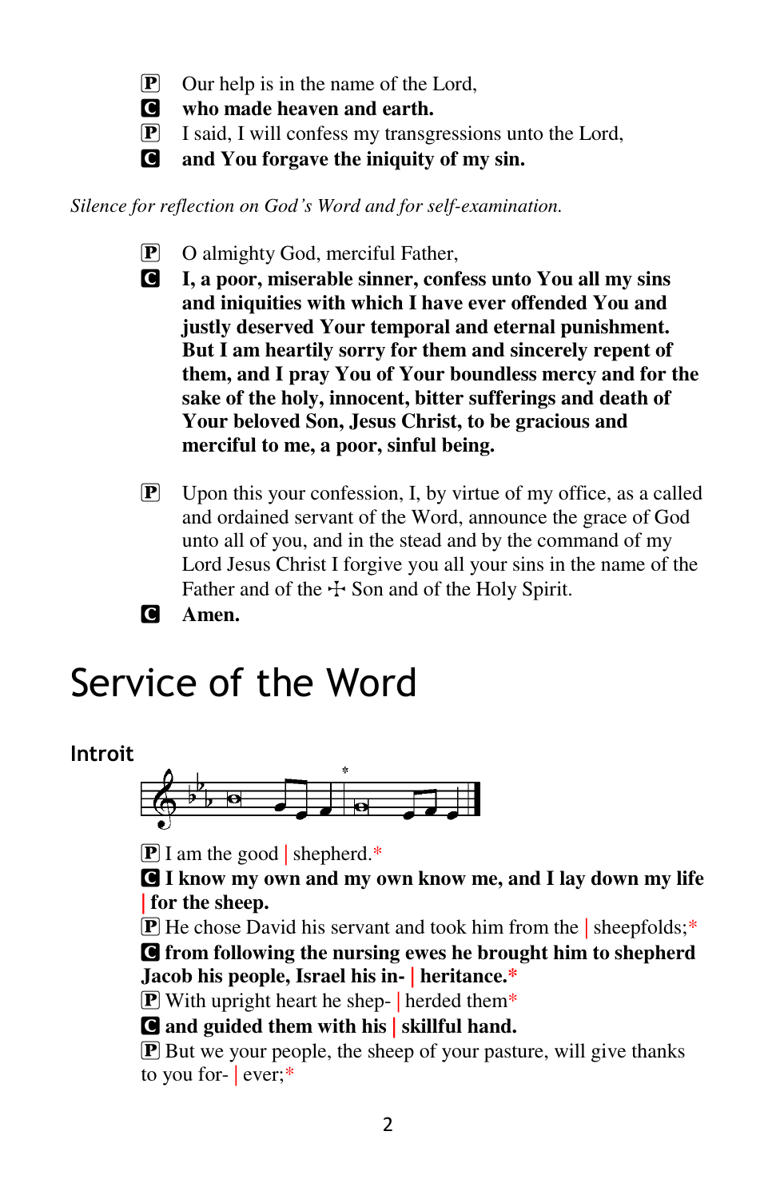P Our help is in the name of the Lord,
**C who made heaven and earth.**
P I said, I will confess my transgressions unto the Lord,
**C and You forgave the iniquity of my sin.**

*Silence for reflection on God's Word and for self-examination.*

P O almighty God, merciful Father,
**C I, a poor, miserable sinner, confess unto You all my sins and iniquities with which I have ever offended You and justly deserved Your temporal and eternal punishment. But I am heartily sorry for them and sincerely repent of them, and I pray You of Your boundless mercy and for the sake of the holy, innocent, bitter sufferings and death of Your beloved Son, Jesus Christ, to be gracious and merciful to me, a poor, sinful being.**

P Upon this your confession, I, by virtue of my office, as a called and ordained servant of the Word, announce the grace of God unto all of you, and in the stead and by the command of my Lord Jesus Christ I forgive you all your sins in the name of the Father and of the ☩ Son and of the Holy Spirit.
**C Amen.**

# Service of the Word

## Introit

P I am the good | shepherd.*
**C I know my own and my own know me, and I lay down my life | for the sheep.**
P He chose David his servant and took him from the | sheepfolds;*
**C from following the nursing ewes he brought him to shepherd Jacob his people, Israel his in- | heritance.***
P With upright heart he shep- | herded them*
**C and guided them with his | skillful hand.**
P But we your people, the sheep of your pasture, will give thanks to you for- | ever;*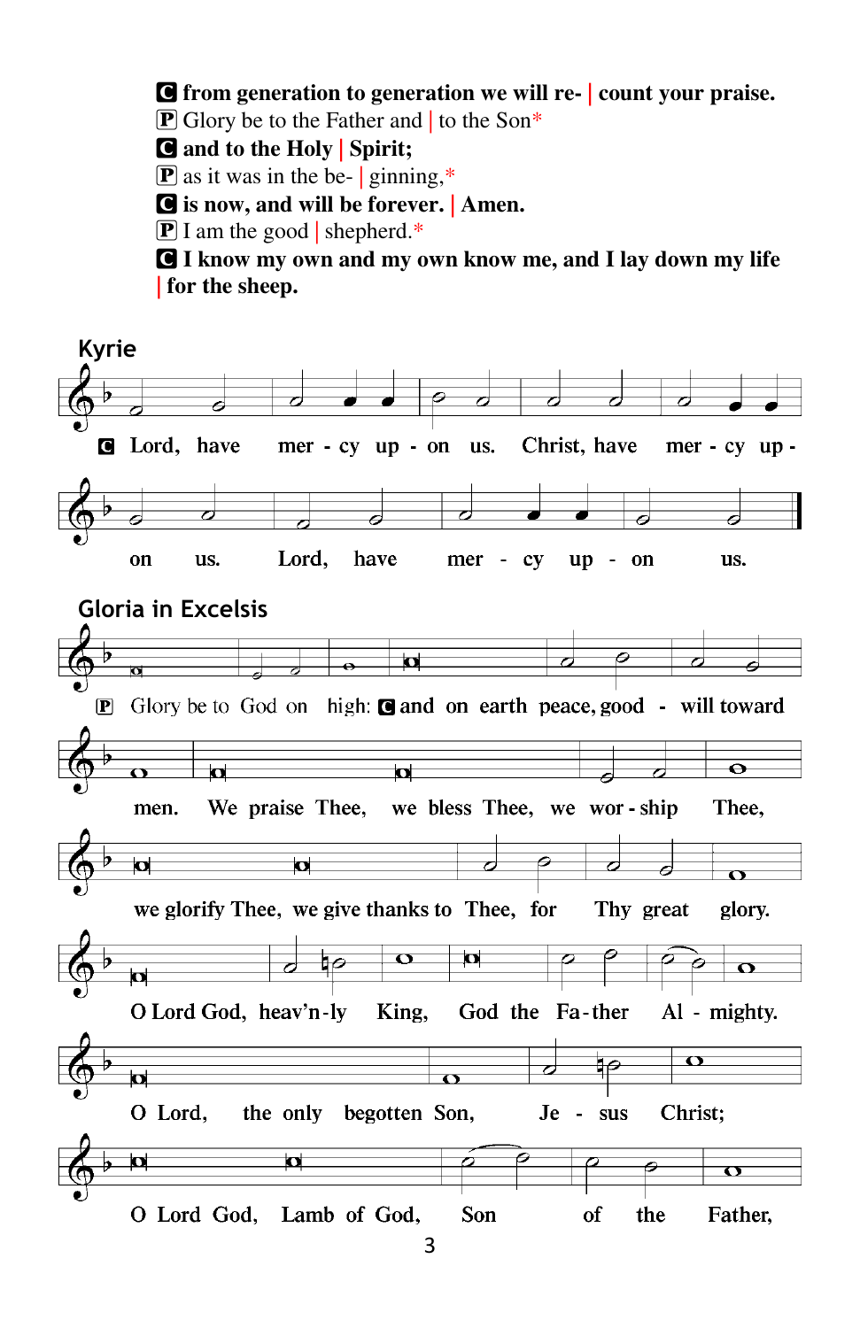**C** **from generation to generation we will re- | count your praise.**
**P** Glory be to the Father and | to the Son*
**C** **and to the Holy | Spirit;**
**P** as it was in the be- | ginning,*
**C** **is now, and will be forever. | Amen.**
**P** I am the good | shepherd.*
**C** **I know my own and my own know me, and I lay down my life | for the sheep.**

## Kyrie

**C** Lord, have mer - cy up - on us. Christ, have mer - cy up - on us. Lord, have mer - cy up - on us.

## Gloria in Excelsis

**P** Glory be to God on high: **C** and on earth peace, good - will toward men. We praise Thee, we bless Thee, we wor - ship Thee, we glorify Thee, we give thanks to Thee, for Thy great glory. O Lord God, heav'n-ly King, God the Fa-ther Al - mighty. O Lord, the only begotten Son, Je - sus Christ; O Lord God, Lamb of God, Son of the Father,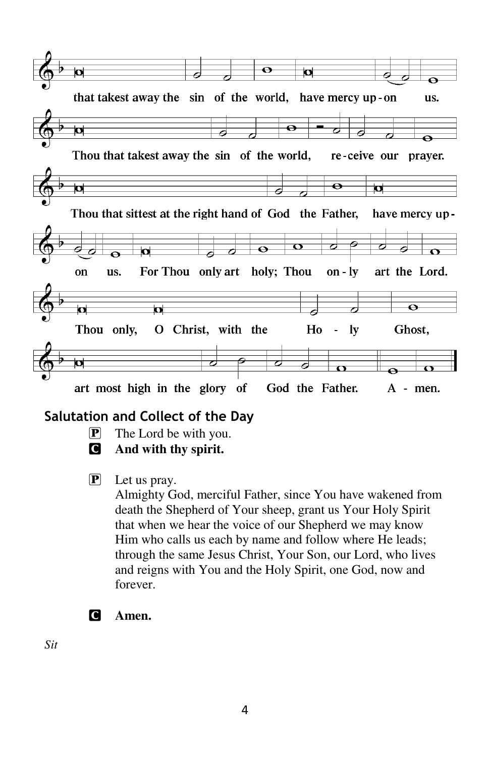that takest away the sin of the world, have mercy up-on us.

Thou that takest away the sin of the world, re-ceive our prayer.

Thou that sittest at the right hand of God the Father, have mercy up-on us. For Thou only art holy; Thou on-ly art the Lord.

Thou only, O Christ, with the Ho - ly Ghost, art most high in the glory of God the Father. A - men.

## Salutation and Collect of the Day

P The Lord be with you.

C **And with thy spirit.**

P Let us pray.
Almighty God, merciful Father, since You have wakened from death the Shepherd of Your sheep, grant us Your Holy Spirit that when we hear the voice of our Shepherd we may know Him who calls us each by name and follow where He leads; through the same Jesus Christ, Your Son, our Lord, who lives and reigns with You and the Holy Spirit, one God, now and forever.

C **Amen.**

*Sit*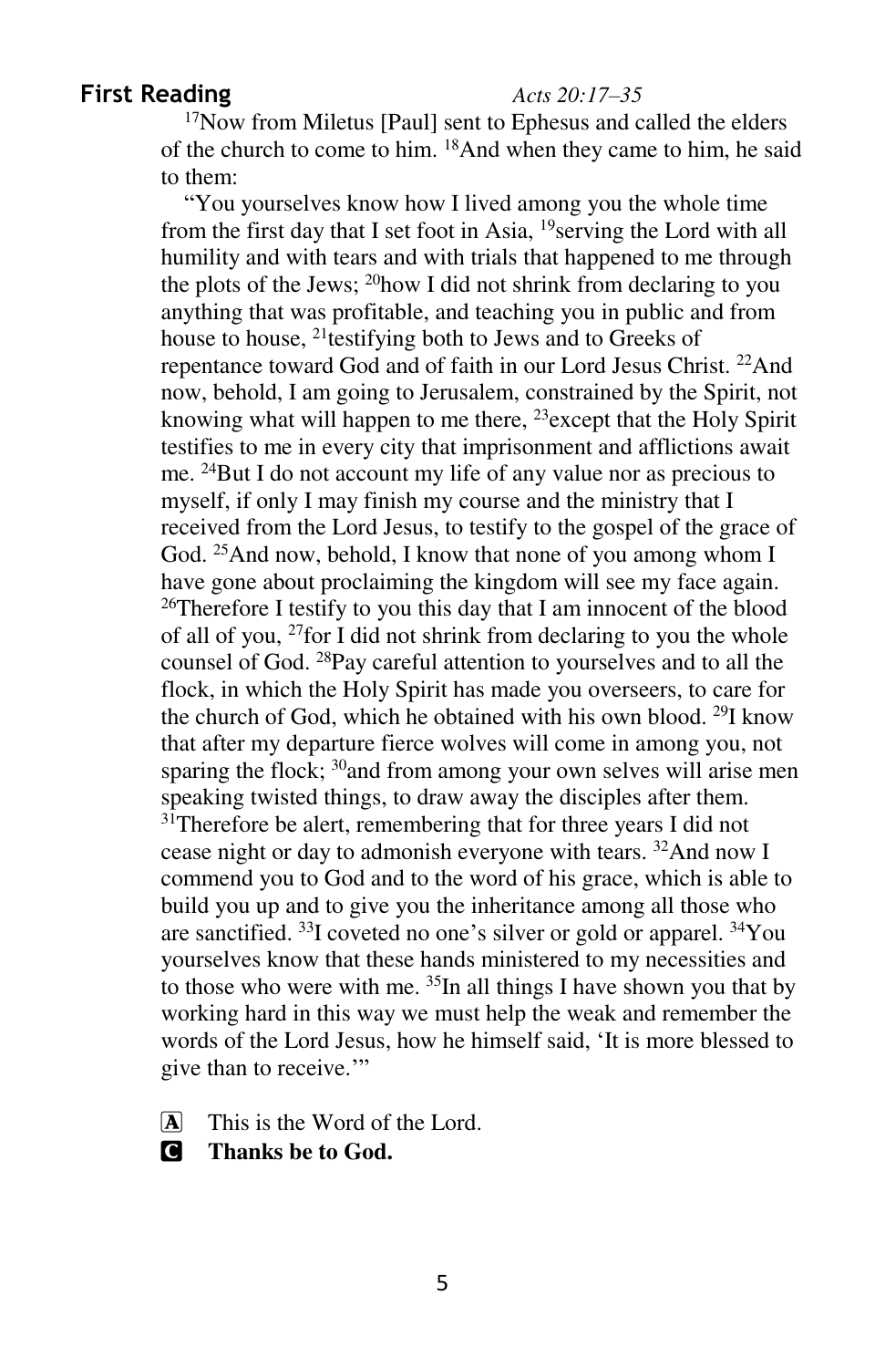## First Reading *Acts 20:17–35*

[17]Now from Miletus [Paul] sent to Ephesus and called the elders of the church to come to him. [18]And when they came to him, he said to them:

"You yourselves know how I lived among you the whole time from the first day that I set foot in Asia, [19]serving the Lord with all humility and with tears and with trials that happened to me through the plots of the Jews; [20]how I did not shrink from declaring to you anything that was profitable, and teaching you in public and from house to house, [21]testifying both to Jews and to Greeks of repentance toward God and of faith in our Lord Jesus Christ. [22]And now, behold, I am going to Jerusalem, constrained by the Spirit, not knowing what will happen to me there, [23]except that the Holy Spirit testifies to me in every city that imprisonment and afflictions await me. [24]But I do not account my life of any value nor as precious to myself, if only I may finish my course and the ministry that I received from the Lord Jesus, to testify to the gospel of the grace of God. [25]And now, behold, I know that none of you among whom I have gone about proclaiming the kingdom will see my face again. [26]Therefore I testify to you this day that I am innocent of the blood of all of you, [27]for I did not shrink from declaring to you the whole counsel of God. [28]Pay careful attention to yourselves and to all the flock, in which the Holy Spirit has made you overseers, to care for the church of God, which he obtained with his own blood. [29]I know that after my departure fierce wolves will come in among you, not sparing the flock; [30]and from among your own selves will arise men speaking twisted things, to draw away the disciples after them. [31]Therefore be alert, remembering that for three years I did not cease night or day to admonish everyone with tears. [32]And now I commend you to God and to the word of his grace, which is able to build you up and to give you the inheritance among all those who are sanctified. [33]I coveted no one's silver or gold or apparel. [34]You yourselves know that these hands ministered to my necessities and to those who were with me. [35]In all things I have shown you that by working hard in this way we must help the weak and remember the words of the Lord Jesus, how he himself said, 'It is more blessed to give than to receive.'"

A This is the Word of the Lord.

**C Thanks be to God.**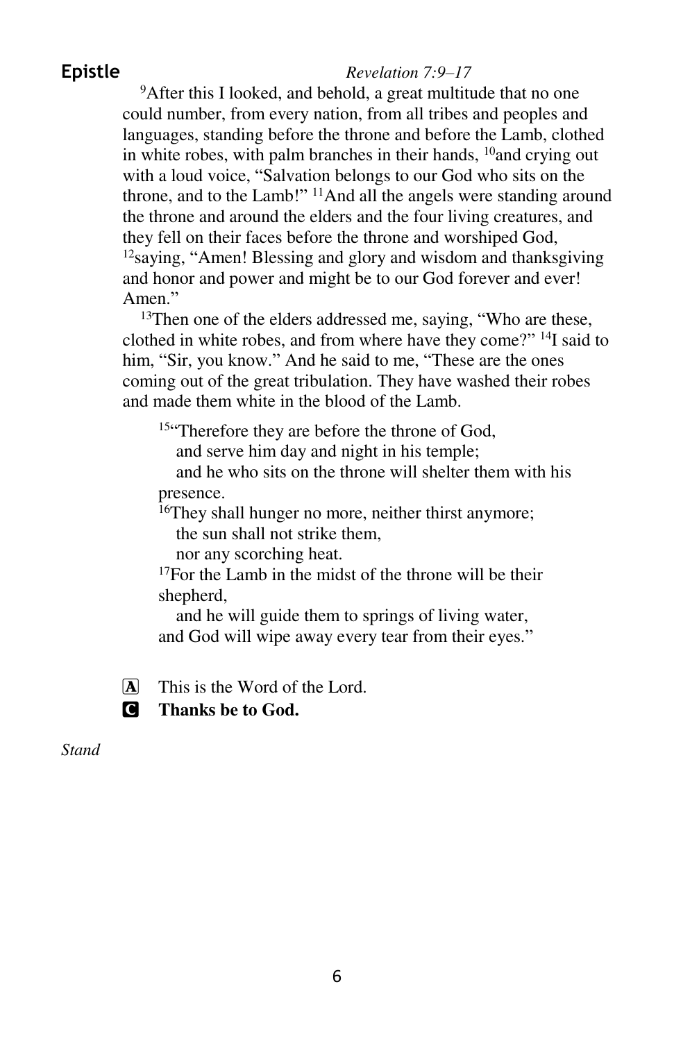## Epistle

*Revelation 7:9–17*

[9]After this I looked, and behold, a great multitude that no one could number, from every nation, from all tribes and peoples and languages, standing before the throne and before the Lamb, clothed in white robes, with palm branches in their hands, [10]and crying out with a loud voice, "Salvation belongs to our God who sits on the throne, and to the Lamb!" [11]And all the angels were standing around the throne and around the elders and the four living creatures, and they fell on their faces before the throne and worshiped God, [12]saying, "Amen! Blessing and glory and wisdom and thanksgiving and honor and power and might be to our God forever and ever! Amen."

[13]Then one of the elders addressed me, saying, "Who are these, clothed in white robes, and from where have they come?" [14]I said to him, "Sir, you know." And he said to me, "These are the ones coming out of the great tribulation. They have washed their robes and made them white in the blood of the Lamb.

> [15]"Therefore they are before the throne of God,
> and serve him day and night in his temple;
> and he who sits on the throne will shelter them with his presence.
> [16]They shall hunger no more, neither thirst anymore;
> the sun shall not strike them,
> nor any scorching heat.
> [17]For the Lamb in the midst of the throne will be their shepherd,
> and he will guide them to springs of living water,
> and God will wipe away every tear from their eyes."

A This is the Word of the Lord.

C **Thanks be to God.**

*Stand*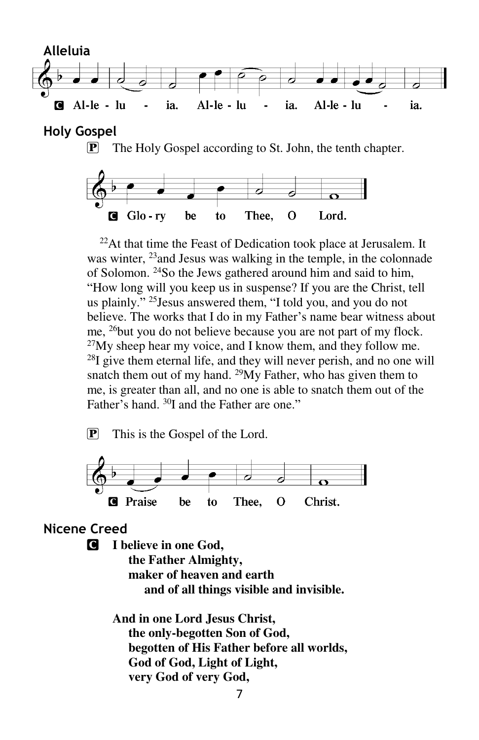## Alleluia

**C** Al-le - lu - ia. Al-le - lu - ia. Al-le - lu - ia.

## Holy Gospel

**P** The Holy Gospel according to St. John, the tenth chapter.

**C** Glo - ry be to Thee, O Lord.

[22]At that time the Feast of Dedication took place at Jerusalem. It was winter, [23]and Jesus was walking in the temple, in the colonnade of Solomon. [24]So the Jews gathered around him and said to him, "How long will you keep us in suspense? If you are the Christ, tell us plainly." [25]Jesus answered them, "I told you, and you do not believe. The works that I do in my Father's name bear witness about me, [26]but you do not believe because you are not part of my flock. [27]My sheep hear my voice, and I know them, and they follow me. [28]I give them eternal life, and they will never perish, and no one will snatch them out of my hand. [29]My Father, who has given them to me, is greater than all, and no one is able to snatch them out of the Father's hand. [30]I and the Father are one."

**P** This is the Gospel of the Lord.

**C** Praise be to Thee, O Christ.

## Nicene Creed

**C** **I believe in one God,**
**the Father Almighty,**
**maker of heaven and earth**
**and of all things visible and invisible.**

**And in one Lord Jesus Christ,**
**the only-begotten Son of God,**
**begotten of His Father before all worlds,**
**God of God, Light of Light,**
**very God of very God,**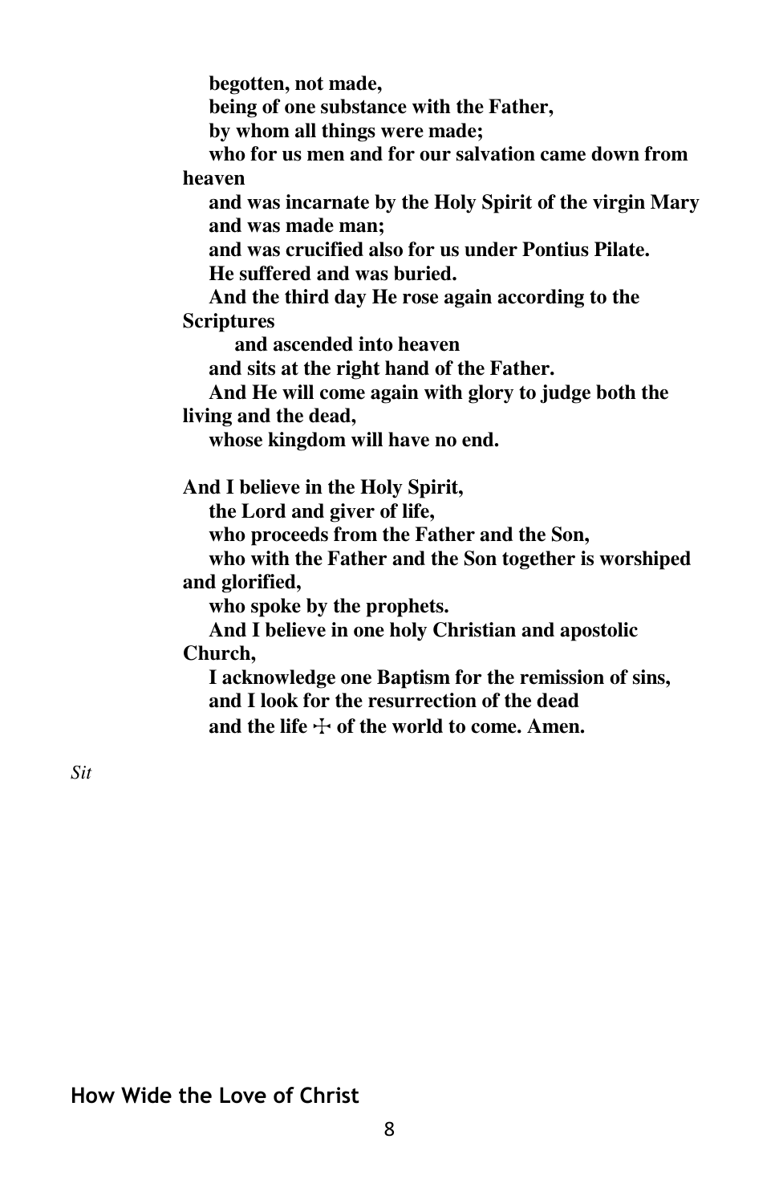**begotten, not made,**
**being of one substance with the Father,**
**by whom all things were made;**
**who for us men and for our salvation came down from heaven**
**and was incarnate by the Holy Spirit of the virgin Mary**
**and was made man;**
**and was crucified also for us under Pontius Pilate.**
**He suffered and was buried.**
**And the third day He rose again according to the Scriptures**
**and ascended into heaven**
**and sits at the right hand of the Father.**
**And He will come again with glory to judge both the living and the dead,**
**whose kingdom will have no end.**

**And I believe in the Holy Spirit,**
**the Lord and giver of life,**
**who proceeds from the Father and the Son,**
**who with the Father and the Son together is worshiped and glorified,**
**who spoke by the prophets.**
**And I believe in one holy Christian and apostolic Church,**
**I acknowledge one Baptism for the remission of sins,**
**and I look for the resurrection of the dead**
**and the life ☩ of the world to come. Amen.**

*Sit*

## How Wide the Love of Christ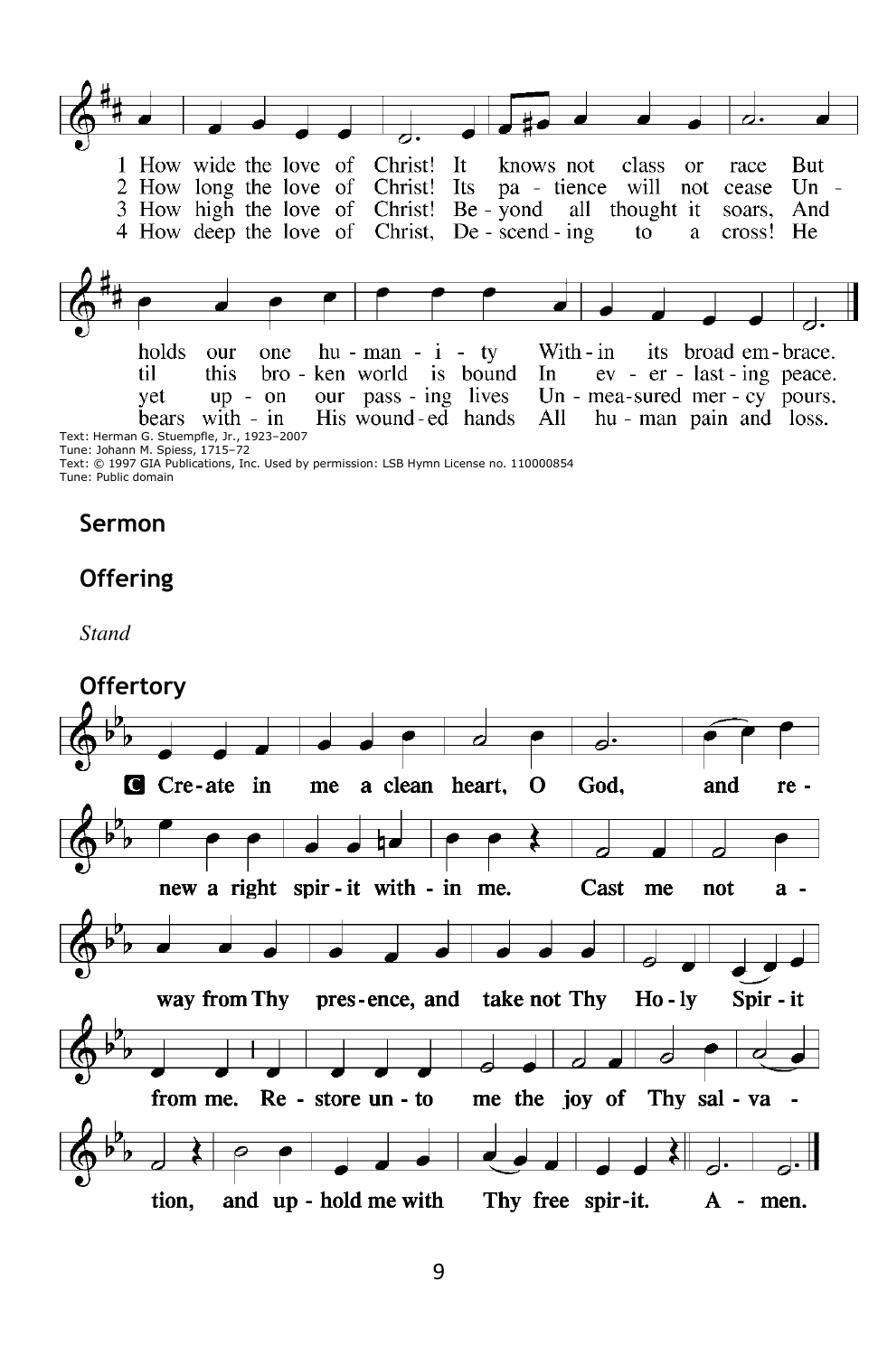1 How wide the love of Christ! It knows not class or race But holds our one humanity Within its broad embrace.

2 How long the love of Christ! Its patience will not cease Until this broken world is bound In everlasting peace.

3 How high the love of Christ! Beyond all thought it soars, And yet upon our passing lives Unmeasured mercy pours.

4 How deep the love of Christ, Descending to a cross! He bears within His wounded hands All human pain and loss.

Text: Herman G. Stuempfle, Jr., 1923–2007
Tune: Johann M. Spiess, 1715–72
Text: © 1997 GIA Publications, Inc. Used by permission: LSB Hymn License no. 110000854
Tune: Public domain

## Sermon

## Offering

*Stand*

## Offertory

**C** Create in me a clean heart, O God, and renew a right spirit within me. Cast me not away from Thy presence, and take not Thy Holy Spirit from me. Restore unto me the joy of Thy salvation, and uphold me with Thy free spirit. Amen.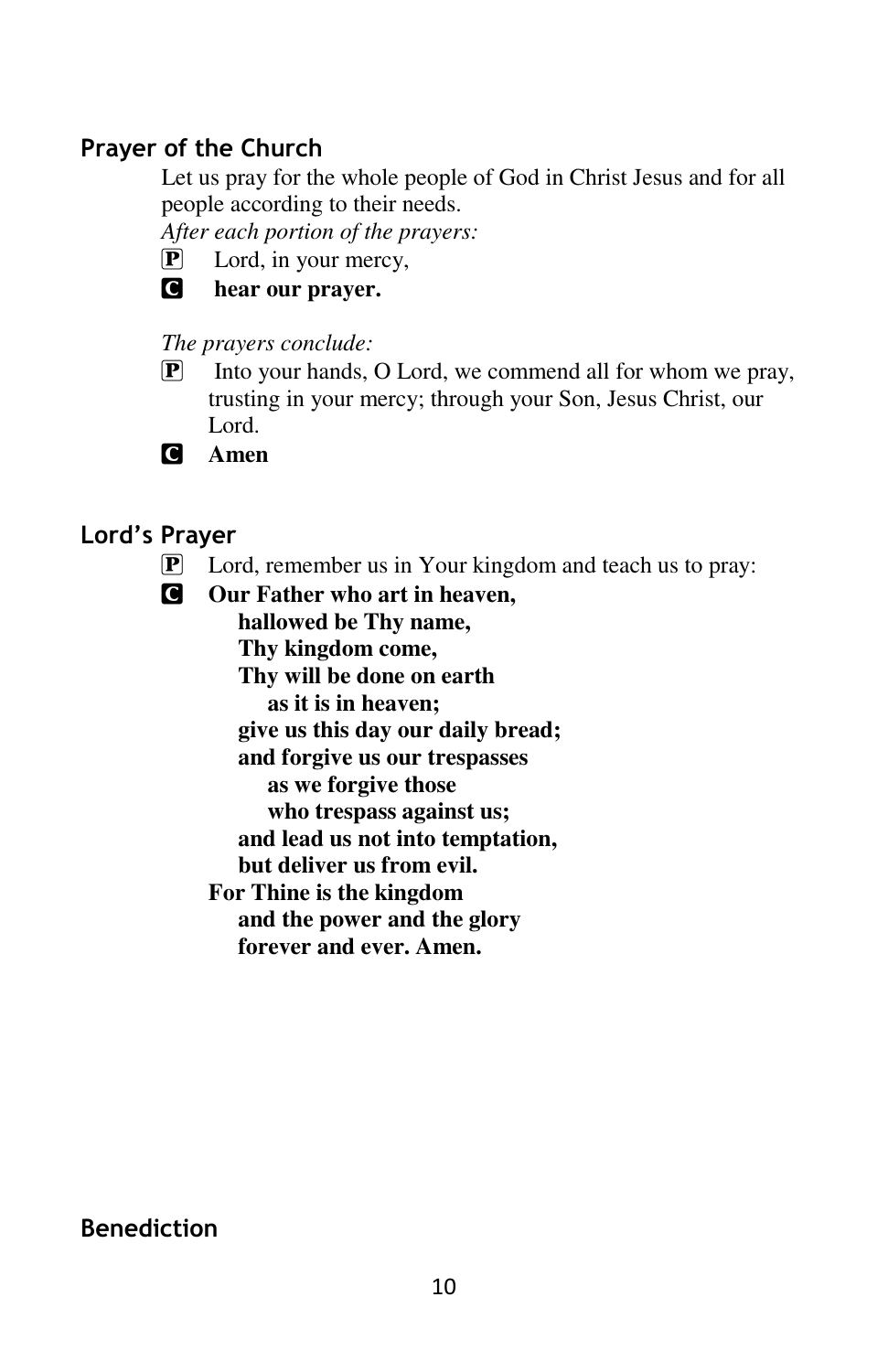## Prayer of the Church

Let us pray for the whole people of God in Christ Jesus and for all people according to their needs.

*After each portion of the prayers:*

P Lord, in your mercy,

C **hear our prayer.**

*The prayers conclude:*

P Into your hands, O Lord, we commend all for whom we pray, trusting in your mercy; through your Son, Jesus Christ, our Lord.

C **Amen**

## Lord's Prayer

P Lord, remember us in Your kingdom and teach us to pray:

C **Our Father who art in heaven,**
**hallowed be Thy name,**
**Thy kingdom come,**
**Thy will be done on earth**
**as it is in heaven;**
**give us this day our daily bread;**
**and forgive us our trespasses**
**as we forgive those**
**who trespass against us;**
**and lead us not into temptation,**
**but deliver us from evil.**
**For Thine is the kingdom**
**and the power and the glory**
**forever and ever. Amen.**

## Benediction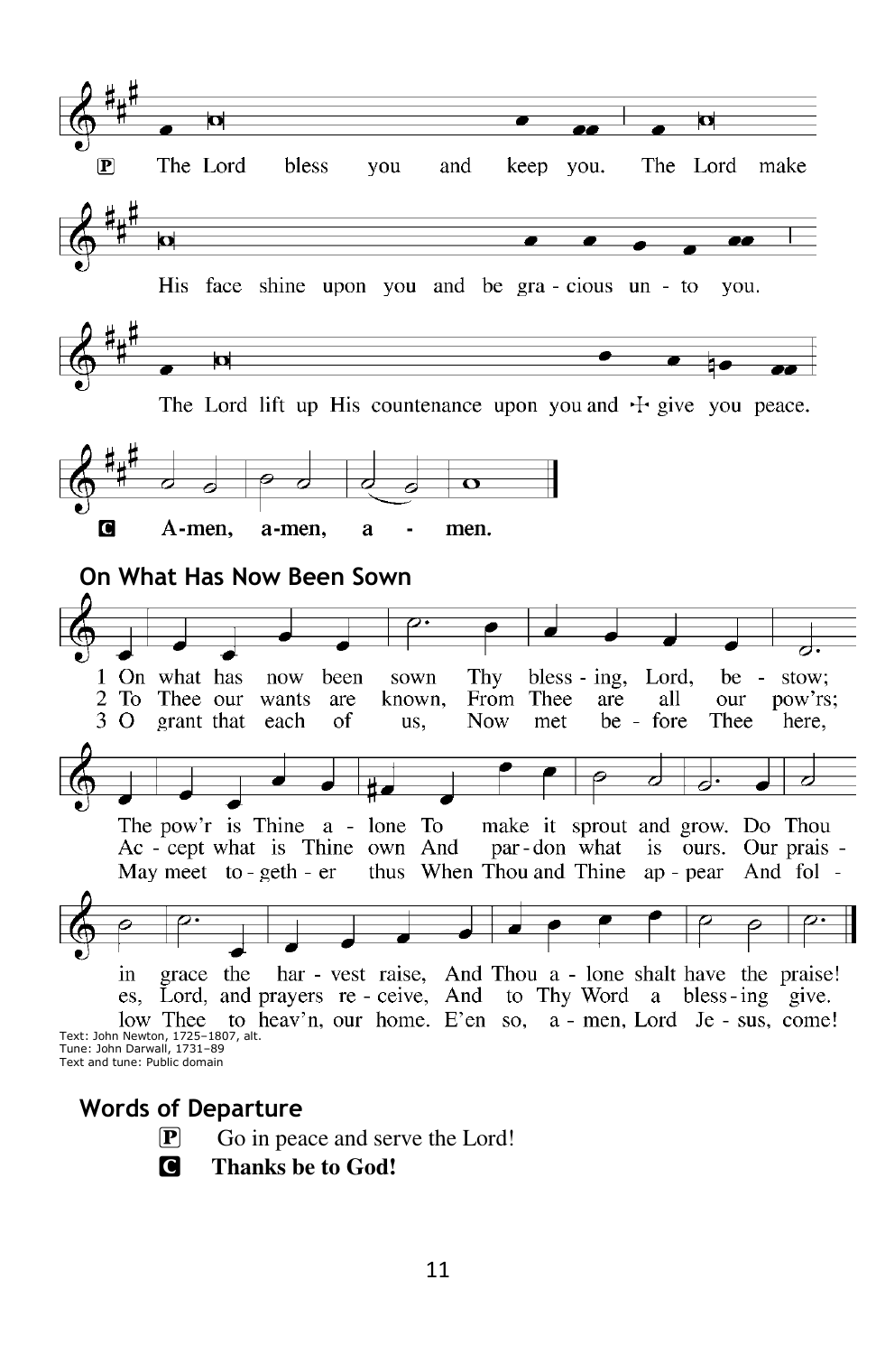P The Lord bless you and keep you. The Lord make His face shine upon you and be gracious unto you. The Lord lift up His countenance upon you and ☩ give you peace.

C **Amen, amen, amen.**

## On What Has Now Been Sown

1 On what has now been sown Thy blessing, Lord, bestow;
The pow'r is Thine alone To make it sprout and grow.
Do Thou in grace the harvest raise, And Thou alone shalt have the praise!

2 To Thee our wants are known, From Thee are all our pow'rs;
Accept what is Thine own And pardon what is ours.
Our praises, Lord, and prayers receive, And to Thy Word a blessing give.

3 O grant that each of us, Now met before Thee here,
May meet together thus When Thou and Thine appear
And follow Thee to heav'n, our home. E'en so, amen, Lord Jesus, come!

Text: John Newton, 1725–1807, alt.
Tune: John Darwall, 1731–89
Text and tune: Public domain

## Words of Departure

P Go in peace and serve the Lord!

C **Thanks be to God!**